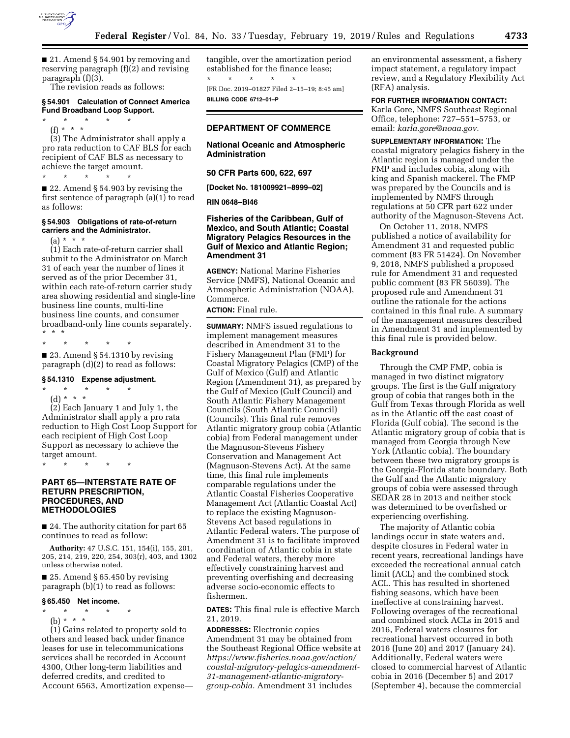■ 21. Amend § 54.901 by removing and reserving paragraph (f)(2) and revising paragraph (f)(3).

The revision reads as follows:

**§ 54.901 Calculation of Connect America Fund Broadband Loop Support.**

\* \* \* \* \*

(f) \* \* \*

(3) The Administrator shall apply a pro rata reduction to CAF BLS for each recipient of CAF BLS as necessary to achieve the target amount.

\* \* \* \* \*

■ 22. Amend § 54.903 by revising the first sentence of paragraph (a)(1) to read as follows:

**§ 54.903 Obligations of rate-of-return carriers and the Administrator.**

(a) \* \* \*

(1) Each rate-of-return carrier shall submit to the Administrator on March 31 of each year the number of lines it served as of the prior December 31, within each rate-of-return carrier study area showing residential and single-line business line counts, multi-line business line counts, and consumer broadband-only line counts separately. \* \* \*

\* \* \* \* \*

■ 23. Amend § 54.1310 by revising paragraph (d)(2) to read as follows:

**§ 54.1310 Expense adjustment.**

\* \* \* \* \*

(d) \* \* \*

(2) Each January 1 and July 1, the Administrator shall apply a pro rata reduction to High Cost Loop Support for each recipient of High Cost Loop Support as necessary to achieve the target amount.

\* \* \* \* \*

## PART 65—INTERSTATE RATE OF RETURN PRESCRIPTION, PROCEDURES, AND METHODOLOGIES

■ 24. The authority citation for part 65 continues to read as follow:

**Authority:** 47 U.S.C. 151, 154(i), 155, 201, 205, 214, 219, 220, 254, 303(r), 403, and 1302 unless otherwise noted.

■ 25. Amend § 65.450 by revising paragraph (b)(1) to read as follows:

**§ 65.450 Net income.**

\* \* \* \* \*

(b) \* \* \*

(1) Gains related to property sold to others and leased back under finance leases for use in telecommunications services shall be recorded in Account 4300, Other long-term liabilities and deferred credits, and credited to Account 6563, Amortization expense—tangible, over the amortization period established for the finance lease;

\* \* \* \* \*

[FR Doc. 2019–01827 Filed 2–15–19; 8:45 am]

**BILLING CODE 6712–01–P**

---

## DEPARTMENT OF COMMERCE

### National Oceanic and Atmospheric Administration

### 50 CFR Parts 600, 622, 697

**[Docket No. 181009921–8999–02]**

**RIN 0648–BI46**

### Fisheries of the Caribbean, Gulf of Mexico, and South Atlantic; Coastal Migratory Pelagics Resources in the Gulf of Mexico and Atlantic Region; Amendment 31

**AGENCY:** National Marine Fisheries Service (NMFS), National Oceanic and Atmospheric Administration (NOAA), Commerce.

**ACTION:** Final rule.

**SUMMARY:** NMFS issued regulations to implement management measures described in Amendment 31 to the Fishery Management Plan (FMP) for Coastal Migratory Pelagics (CMP) of the Gulf of Mexico (Gulf) and Atlantic Region (Amendment 31), as prepared by the Gulf of Mexico (Gulf Council) and South Atlantic Fishery Management Councils (South Atlantic Council) (Councils). This final rule removes Atlantic migratory group cobia (Atlantic cobia) from Federal management under the Magnuson-Stevens Fishery Conservation and Management Act (Magnuson-Stevens Act). At the same time, this final rule implements comparable regulations under the Atlantic Coastal Fisheries Cooperative Management Act (Atlantic Coastal Act) to replace the existing Magnuson-Stevens Act based regulations in Atlantic Federal waters. The purpose of Amendment 31 is to facilitate improved coordination of Atlantic cobia in state and Federal waters, thereby more effectively constraining harvest and preventing overfishing and decreasing adverse socio-economic effects to fishermen.

**DATES:** This final rule is effective March 21, 2019.

**ADDRESSES:** Electronic copies Amendment 31 may be obtained from the Southeast Regional Office website at *https://www.fisheries.noaa.gov/action/coastal-migratory-pelagics-amendment-31-management-atlantic-migratory-group-cobia.* Amendment 31 includes an environmental assessment, a fishery impact statement, a regulatory impact review, and a Regulatory Flexibility Act (RFA) analysis.

**FOR FURTHER INFORMATION CONTACT:** Karla Gore, NMFS Southeast Regional Office, telephone: 727–551–5753, or email: *karla.gore@noaa.gov.*

**SUPPLEMENTARY INFORMATION:** The coastal migratory pelagics fishery in the Atlantic region is managed under the FMP and includes cobia, along with king and Spanish mackerel. The FMP was prepared by the Councils and is implemented by NMFS through regulations at 50 CFR part 622 under authority of the Magnuson-Stevens Act.

On October 11, 2018, NMFS published a notice of availability for Amendment 31 and requested public comment (83 FR 51424). On November 9, 2018, NMFS published a proposed rule for Amendment 31 and requested public comment (83 FR 56039). The proposed rule and Amendment 31 outline the rationale for the actions contained in this final rule. A summary of the management measures described in Amendment 31 and implemented by this final rule is provided below.

### Background

Through the CMP FMP, cobia is managed in two distinct migratory groups. The first is the Gulf migratory group of cobia that ranges both in the Gulf from Texas through Florida as well as in the Atlantic off the east coast of Florida (Gulf cobia). The second is the Atlantic migratory group of cobia that is managed from Georgia through New York (Atlantic cobia). The boundary between these two migratory groups is the Georgia-Florida state boundary. Both the Gulf and the Atlantic migratory groups of cobia were assessed through SEDAR 28 in 2013 and neither stock was determined to be overfished or experiencing overfishing.

The majority of Atlantic cobia landings occur in state waters and, despite closures in Federal water in recent years, recreational landings have exceeded the recreational annual catch limit (ACL) and the combined stock ACL. This has resulted in shortened fishing seasons, which have been ineffective at constraining harvest. Following overages of the recreational and combined stock ACLs in 2015 and 2016, Federal waters closures for recreational harvest occurred in both 2016 (June 20) and 2017 (January 24). Additionally, Federal waters were closed to commercial harvest of Atlantic cobia in 2016 (December 5) and 2017 (September 4), because the commercial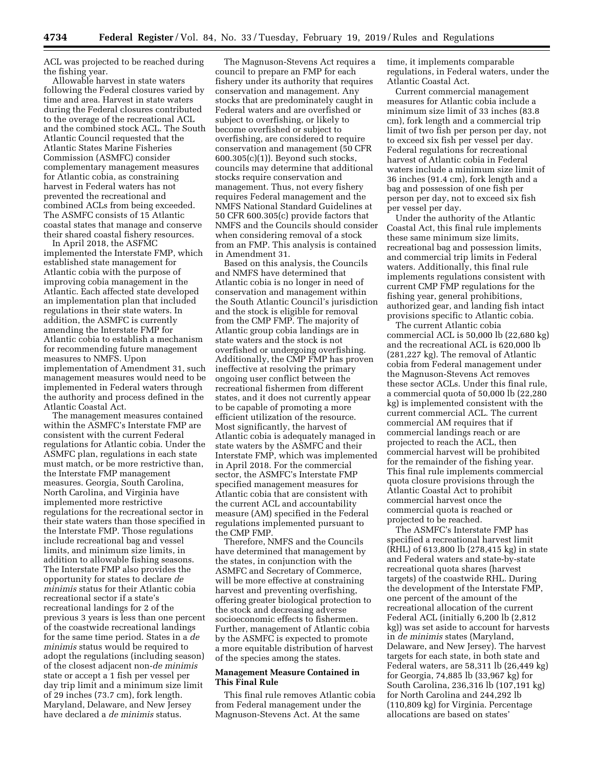ACL was projected to be reached during the fishing year.

Allowable harvest in state waters following the Federal closures varied by time and area. Harvest in state waters during the Federal closures contributed to the overage of the recreational ACL and the combined stock ACL. The South Atlantic Council requested that the Atlantic States Marine Fisheries Commission (ASMFC) consider complementary management measures for Atlantic cobia, as constraining harvest in Federal waters has not prevented the recreational and combined ACLs from being exceeded. The ASMFC consists of 15 Atlantic coastal states that manage and conserve their shared coastal fishery resources.

In April 2018, the ASFMC implemented the Interstate FMP, which established state management for Atlantic cobia with the purpose of improving cobia management in the Atlantic. Each affected state developed an implementation plan that included regulations in their state waters. In addition, the ASMFC is currently amending the Interstate FMP for Atlantic cobia to establish a mechanism for recommending future management measures to NMFS. Upon implementation of Amendment 31, such management measures would need to be implemented in Federal waters through the authority and process defined in the Atlantic Coastal Act.

The management measures contained within the ASMFC's Interstate FMP are consistent with the current Federal regulations for Atlantic cobia. Under the ASMFC plan, regulations in each state must match, or be more restrictive than, the Interstate FMP management measures. Georgia, South Carolina, North Carolina, and Virginia have implemented more restrictive regulations for the recreational sector in their state waters than those specified in the Interstate FMP. Those regulations include recreational bag and vessel limits, and minimum size limits, in addition to allowable fishing seasons. The Interstate FMP also provides the opportunity for states to declare *de minimis* status for their Atlantic cobia recreational sector if a state's recreational landings for 2 of the previous 3 years is less than one percent of the coastwide recreational landings for the same time period. States in a *de minimis* status would be required to adopt the regulations (including season) of the closest adjacent non-*de minimis* state or accept a 1 fish per vessel per day trip limit and a minimum size limit of 29 inches (73.7 cm), fork length. Maryland, Delaware, and New Jersey have declared a *de minimis* status.

The Magnuson-Stevens Act requires a council to prepare an FMP for each fishery under its authority that requires conservation and management. Any stocks that are predominately caught in Federal waters and are overfished or subject to overfishing, or likely to become overfished or subject to overfishing, are considered to require conservation and management (50 CFR 600.305(c)(1)). Beyond such stocks, councils may determine that additional stocks require conservation and management. Thus, not every fishery requires Federal management and the NMFS National Standard Guidelines at 50 CFR 600.305(c) provide factors that NMFS and the Councils should consider when considering removal of a stock from an FMP. This analysis is contained in Amendment 31.

Based on this analysis, the Councils and NMFS have determined that Atlantic cobia is no longer in need of conservation and management within the South Atlantic Council's jurisdiction and the stock is eligible for removal from the CMP FMP. The majority of Atlantic group cobia landings are in state waters and the stock is not overfished or undergoing overfishing. Additionally, the CMP FMP has proven ineffective at resolving the primary ongoing user conflict between the recreational fishermen from different states, and it does not currently appear to be capable of promoting a more efficient utilization of the resource. Most significantly, the harvest of Atlantic cobia is adequately managed in state waters by the ASMFC and their Interstate FMP, which was implemented in April 2018. For the commercial sector, the ASMFC's Interstate FMP specified management measures for Atlantic cobia that are consistent with the current ACL and accountability measure (AM) specified in the Federal regulations implemented pursuant to the CMP FMP.

Therefore, NMFS and the Councils have determined that management by the states, in conjunction with the ASMFC and Secretary of Commerce, will be more effective at constraining harvest and preventing overfishing, offering greater biological protection to the stock and decreasing adverse socioeconomic effects to fishermen. Further, management of Atlantic cobia by the ASMFC is expected to promote a more equitable distribution of harvest of the species among the states.

## Management Measure Contained in This Final Rule

This final rule removes Atlantic cobia from Federal management under the Magnuson-Stevens Act. At the same time, it implements comparable regulations, in Federal waters, under the Atlantic Coastal Act.

Current commercial management measures for Atlantic cobia include a minimum size limit of 33 inches (83.8 cm), fork length and a commercial trip limit of two fish per person per day, not to exceed six fish per vessel per day. Federal regulations for recreational harvest of Atlantic cobia in Federal waters include a minimum size limit of 36 inches (91.4 cm), fork length and a bag and possession of one fish per person per day, not to exceed six fish per vessel per day.

Under the authority of the Atlantic Coastal Act, this final rule implements these same minimum size limits, recreational bag and possession limits, and commercial trip limits in Federal waters. Additionally, this final rule implements regulations consistent with current CMP FMP regulations for the fishing year, general prohibitions, authorized gear, and landing fish intact provisions specific to Atlantic cobia.

The current Atlantic cobia commercial ACL is 50,000 lb (22,680 kg) and the recreational ACL is 620,000 lb (281,227 kg). The removal of Atlantic cobia from Federal management under the Magnuson-Stevens Act removes these sector ACLs. Under this final rule, a commercial quota of 50,000 lb (22,280 kg) is implemented consistent with the current commercial ACL. The current commercial AM requires that if commercial landings reach or are projected to reach the ACL, then commercial harvest will be prohibited for the remainder of the fishing year. This final rule implements commercial quota closure provisions through the Atlantic Coastal Act to prohibit commercial harvest once the commercial quota is reached or projected to be reached.

The ASMFC's Interstate FMP has specified a recreational harvest limit (RHL) of 613,800 lb (278,415 kg) in state and Federal waters and state-by-state recreational quota shares (harvest targets) of the coastwide RHL. During the development of the Interstate FMP, one percent of the amount of the recreational allocation of the current Federal ACL (initially 6,200 lb (2,812 kg)) was set aside to account for harvests in *de minimis* states (Maryland, Delaware, and New Jersey). The harvest targets for each state, in both state and Federal waters, are 58,311 lb (26,449 kg) for Georgia, 74,885 lb (33,967 kg) for South Carolina, 236,316 lb (107,191 kg) for North Carolina and 244,292 lb (110,809 kg) for Virginia. Percentage allocations are based on states'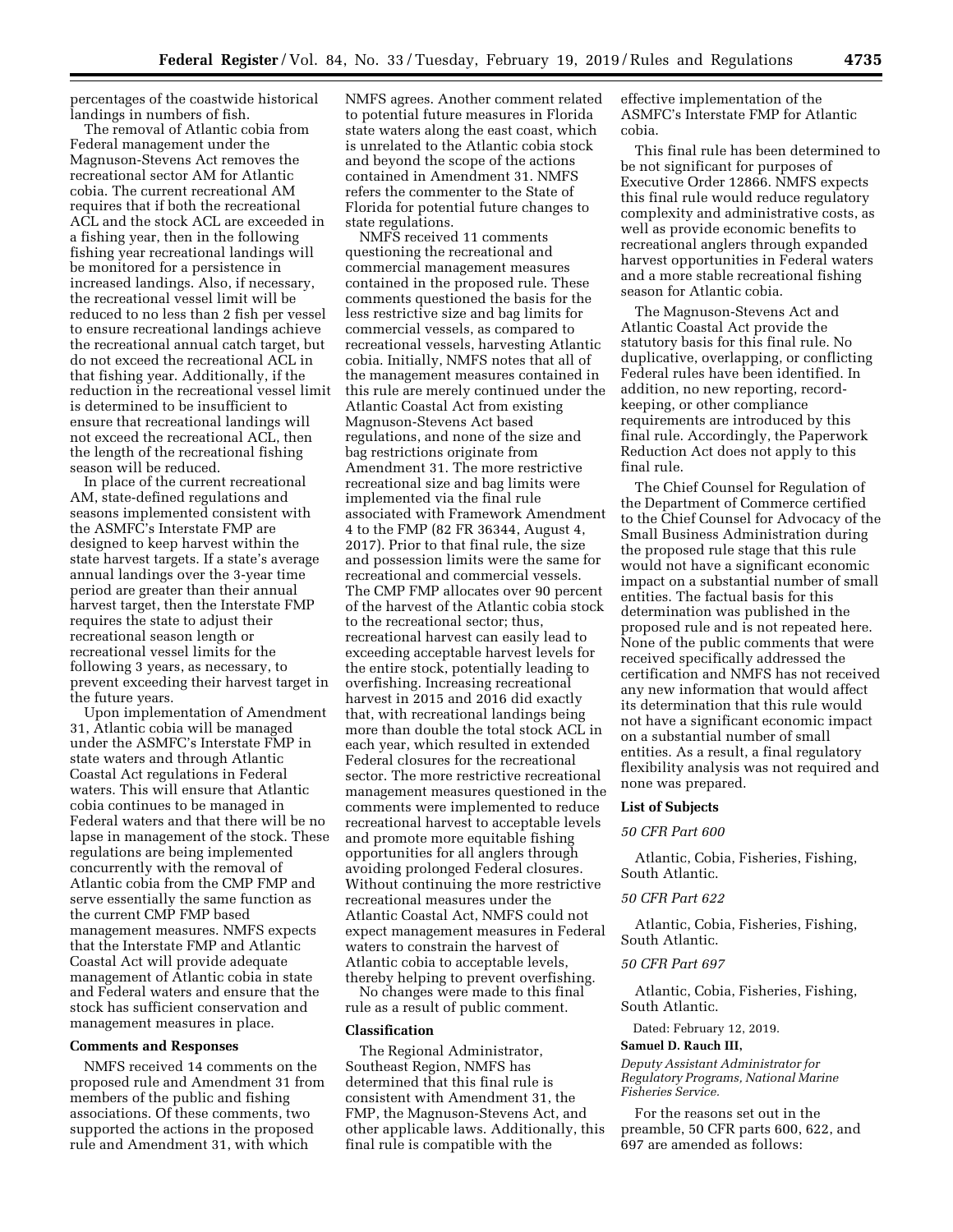percentages of the coastwide historical landings in numbers of fish.

The removal of Atlantic cobia from Federal management under the Magnuson-Stevens Act removes the recreational sector AM for Atlantic cobia. The current recreational AM requires that if both the recreational ACL and the stock ACL are exceeded in a fishing year, then in the following fishing year recreational landings will be monitored for a persistence in increased landings. Also, if necessary, the recreational vessel limit will be reduced to no less than 2 fish per vessel to ensure recreational landings achieve the recreational annual catch target, but do not exceed the recreational ACL in that fishing year. Additionally, if the reduction in the recreational vessel limit is determined to be insufficient to ensure that recreational landings will not exceed the recreational ACL, then the length of the recreational fishing season will be reduced.

In place of the current recreational AM, state-defined regulations and seasons implemented consistent with the ASMFC's Interstate FMP are designed to keep harvest within the state harvest targets. If a state's average annual landings over the 3-year time period are greater than their annual harvest target, then the Interstate FMP requires the state to adjust their recreational season length or recreational vessel limits for the following 3 years, as necessary, to prevent exceeding their harvest target in the future years.

Upon implementation of Amendment 31, Atlantic cobia will be managed under the ASMFC's Interstate FMP in state waters and through Atlantic Coastal Act regulations in Federal waters. This will ensure that Atlantic cobia continues to be managed in Federal waters and that there will be no lapse in management of the stock. These regulations are being implemented concurrently with the removal of Atlantic cobia from the CMP FMP and serve essentially the same function as the current CMP FMP based management measures. NMFS expects that the Interstate FMP and Atlantic Coastal Act will provide adequate management of Atlantic cobia in state and Federal waters and ensure that the stock has sufficient conservation and management measures in place.

## Comments and Responses

NMFS received 14 comments on the proposed rule and Amendment 31 from members of the public and fishing associations. Of these comments, two supported the actions in the proposed rule and Amendment 31, with which NMFS agrees. Another comment related to potential future measures in Florida state waters along the east coast, which is unrelated to the Atlantic cobia stock and beyond the scope of the actions contained in Amendment 31. NMFS refers the commenter to the State of Florida for potential future changes to state regulations.

NMFS received 11 comments questioning the recreational and commercial management measures contained in the proposed rule. These comments questioned the basis for the less restrictive size and bag limits for commercial vessels, as compared to recreational vessels, harvesting Atlantic cobia. Initially, NMFS notes that all of the management measures contained in this rule are merely continued under the Atlantic Coastal Act from existing Magnuson-Stevens Act based regulations, and none of the size and bag restrictions originate from Amendment 31. The more restrictive recreational size and bag limits were implemented via the final rule associated with Framework Amendment 4 to the FMP (82 FR 36344, August 4, 2017). Prior to that final rule, the size and possession limits were the same for recreational and commercial vessels. The CMP FMP allocates over 90 percent of the harvest of the Atlantic cobia stock to the recreational sector; thus, recreational harvest can easily lead to exceeding acceptable harvest levels for the entire stock, potentially leading to overfishing. Increasing recreational harvest in 2015 and 2016 did exactly that, with recreational landings being more than double the total stock ACL in each year, which resulted in extended Federal closures for the recreational sector. The more restrictive recreational management measures questioned in the comments were implemented to reduce recreational harvest to acceptable levels and promote more equitable fishing opportunities for all anglers through avoiding prolonged Federal closures. Without continuing the more restrictive recreational measures under the Atlantic Coastal Act, NMFS could not expect management measures in Federal waters to constrain the harvest of Atlantic cobia to acceptable levels, thereby helping to prevent overfishing.

No changes were made to this final rule as a result of public comment.

## Classification

The Regional Administrator, Southeast Region, NMFS has determined that this final rule is consistent with Amendment 31, the FMP, the Magnuson-Stevens Act, and other applicable laws. Additionally, this final rule is compatible with the effective implementation of the ASMFC's Interstate FMP for Atlantic cobia.

This final rule has been determined to be not significant for purposes of Executive Order 12866. NMFS expects this final rule would reduce regulatory complexity and administrative costs, as well as provide economic benefits to recreational anglers through expanded harvest opportunities in Federal waters and a more stable recreational fishing season for Atlantic cobia.

The Magnuson-Stevens Act and Atlantic Coastal Act provide the statutory basis for this final rule. No duplicative, overlapping, or conflicting Federal rules have been identified. In addition, no new reporting, record-keeping, or other compliance requirements are introduced by this final rule. Accordingly, the Paperwork Reduction Act does not apply to this final rule.

The Chief Counsel for Regulation of the Department of Commerce certified to the Chief Counsel for Advocacy of the Small Business Administration during the proposed rule stage that this rule would not have a significant economic impact on a substantial number of small entities. The factual basis for this determination was published in the proposed rule and is not repeated here. None of the public comments that were received specifically addressed the certification and NMFS has not received any new information that would affect its determination that this rule would not have a significant economic impact on a substantial number of small entities. As a result, a final regulatory flexibility analysis was not required and none was prepared.

## List of Subjects

*50 CFR Part 600*

Atlantic, Cobia, Fisheries, Fishing, South Atlantic.

*50 CFR Part 622*

Atlantic, Cobia, Fisheries, Fishing, South Atlantic.

*50 CFR Part 697*

Atlantic, Cobia, Fisheries, Fishing, South Atlantic.

Dated: February 12, 2019.

**Samuel D. Rauch III,**

*Deputy Assistant Administrator for Regulatory Programs, National Marine Fisheries Service.*

For the reasons set out in the preamble, 50 CFR parts 600, 622, and 697 are amended as follows: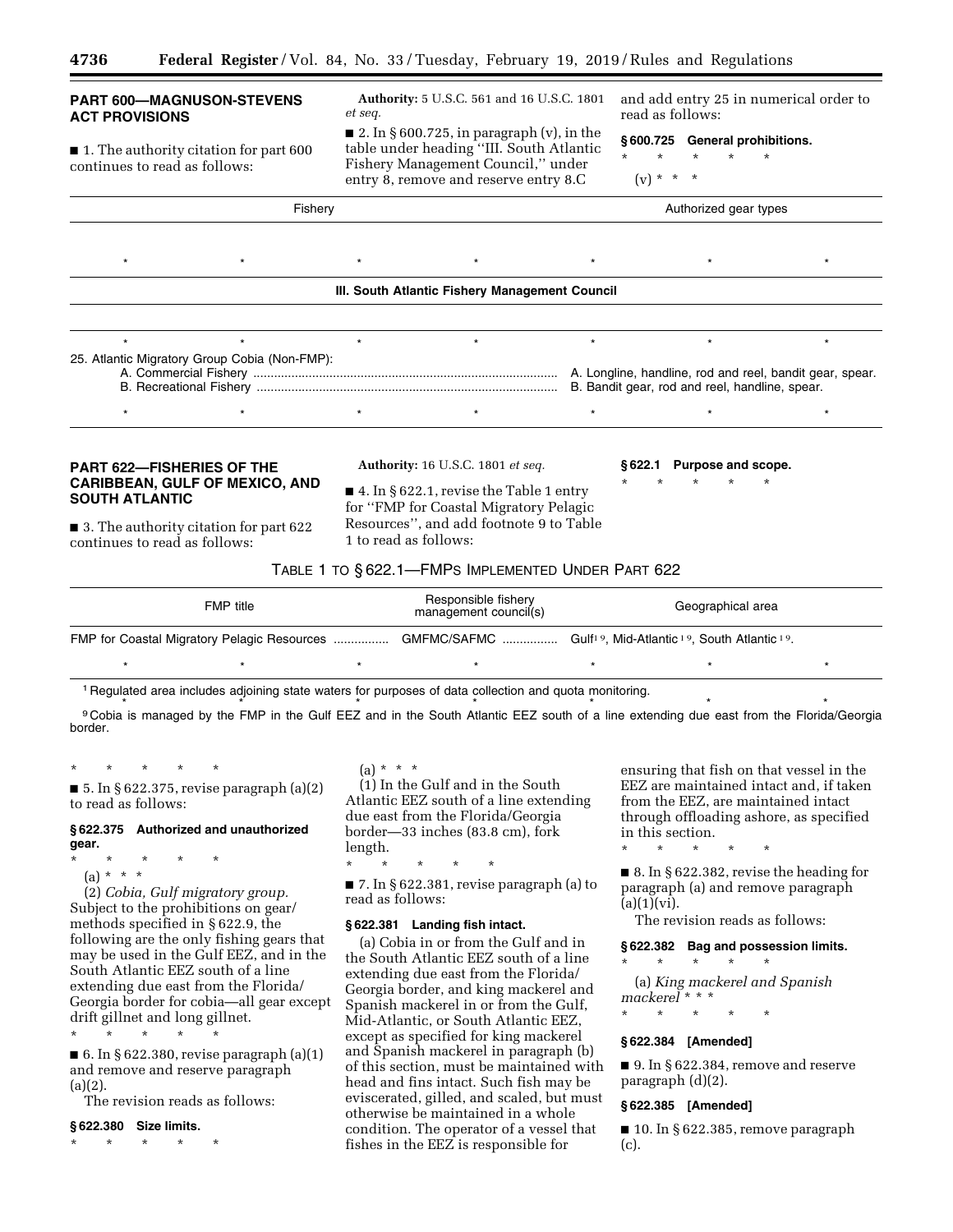## PART 600—MAGNUSON-STEVENS ACT PROVISIONS

■ 1. The authority citation for part 600 continues to read as follows:

**Authority:** 5 U.S.C. 561 and 16 U.S.C. 1801 *et seq.*

■ 2. In § 600.725, in paragraph (v), in the table under heading "III. South Atlantic Fishery Management Council," under entry 8, remove and reserve entry 8.C and add entry 25 in numerical order to read as follows:

### § 600.725 General prohibitions.

\* \* \* \* \*

(v) \* \* \*

| Fishery | Authorized gear types |
|---|---|
| \* \* \* \* \* | \* \* |
| **III. South Atlantic Fishery Management Council** | |
| \* \* \* \* \* | \* \* |
| 25. Atlantic Migratory Group Cobia (Non-FMP): | |
| A. Commercial Fishery | A. Longline, handline, rod and reel, bandit gear, spear. |
| B. Recreational Fishery | B. Bandit gear, rod and reel, handline, spear. |
| \* \* \* \* \* | \* \* |

## PART 622—FISHERIES OF THE CARIBBEAN, GULF OF MEXICO, AND SOUTH ATLANTIC

■ 3. The authority citation for part 622 continues to read as follows:

**Authority:** 16 U.S.C. 1801 *et seq.*

■ 4. In § 622.1, revise the Table 1 entry for "FMP for Coastal Migratory Pelagic Resources", and add footnote 9 to Table 1 to read as follows:

### § 622.1 Purpose and scope.

\* \* \* \* \*

TABLE 1 TO § 622.1—FMPS IMPLEMENTED UNDER PART 622

| FMP title | Responsible fishery management council(s) | Geographical area |
|---|---|---|
| FMP for Coastal Migratory Pelagic Resources | GMFMC/SAFMC | Gulf[1 9], Mid-Atlantic [1 9], South Atlantic [1 9]. |
| \* \* \* | \* \* | \* \* |

[1] Regulated area includes adjoining state waters for purposes of data collection and quota monitoring.

\* \* \* \* \* \* \*

[9] Cobia is managed by the FMP in the Gulf EEZ and in the South Atlantic EEZ south of a line extending due east from the Florida/Georgia border.

\* \* \* \* \*

■ 5. In § 622.375, revise paragraph (a)(2) to read as follows:

### § 622.375 Authorized and unauthorized gear.

\* \* \* \* \*

(a) \* \* \*

(2) *Cobia, Gulf migratory group.* Subject to the prohibitions on gear/methods specified in § 622.9, the following are the only fishing gears that may be used in the Gulf EEZ, and in the South Atlantic EEZ south of a line extending due east from the Florida/Georgia border for cobia—all gear except drift gillnet and long gillnet.

\* \* \* \* \*

■ 6. In § 622.380, revise paragraph (a)(1) and remove and reserve paragraph (a)(2).

The revision reads as follows:

### § 622.380 Size limits.

\* \* \* \* \*

(a) \* \* \*

(1) In the Gulf and in the South Atlantic EEZ south of a line extending due east from the Florida/Georgia border—33 inches (83.8 cm), fork length.

\* \* \* \* \*

■ 7. In § 622.381, revise paragraph (a) to read as follows:

### § 622.381 Landing fish intact.

(a) Cobia in or from the Gulf and in the South Atlantic EEZ south of a line extending due east from the Florida/Georgia border, and king mackerel and Spanish mackerel in or from the Gulf, Mid-Atlantic, or South Atlantic EEZ, except as specified for king mackerel and Spanish mackerel in paragraph (b) of this section, must be maintained with head and fins intact. Such fish may be eviscerated, gilled, and scaled, but must otherwise be maintained in a whole condition. The operator of a vessel that fishes in the EEZ is responsible for ensuring that fish on that vessel in the EEZ are maintained intact and, if taken from the EEZ, are maintained intact through offloading ashore, as specified in this section.

\* \* \* \* \*

■ 8. In § 622.382, revise the heading for paragraph (a) and remove paragraph (a)(1)(vi).

The revision reads as follows:

### § 622.382 Bag and possession limits.

\* \* \* \* \*

(a) *King mackerel and Spanish mackerel* \* \* \*

\* \* \* \* \*

### § 622.384 [Amended]

■ 9. In § 622.384, remove and reserve paragraph (d)(2).

### § 622.385 [Amended]

■ 10. In § 622.385, remove paragraph (c).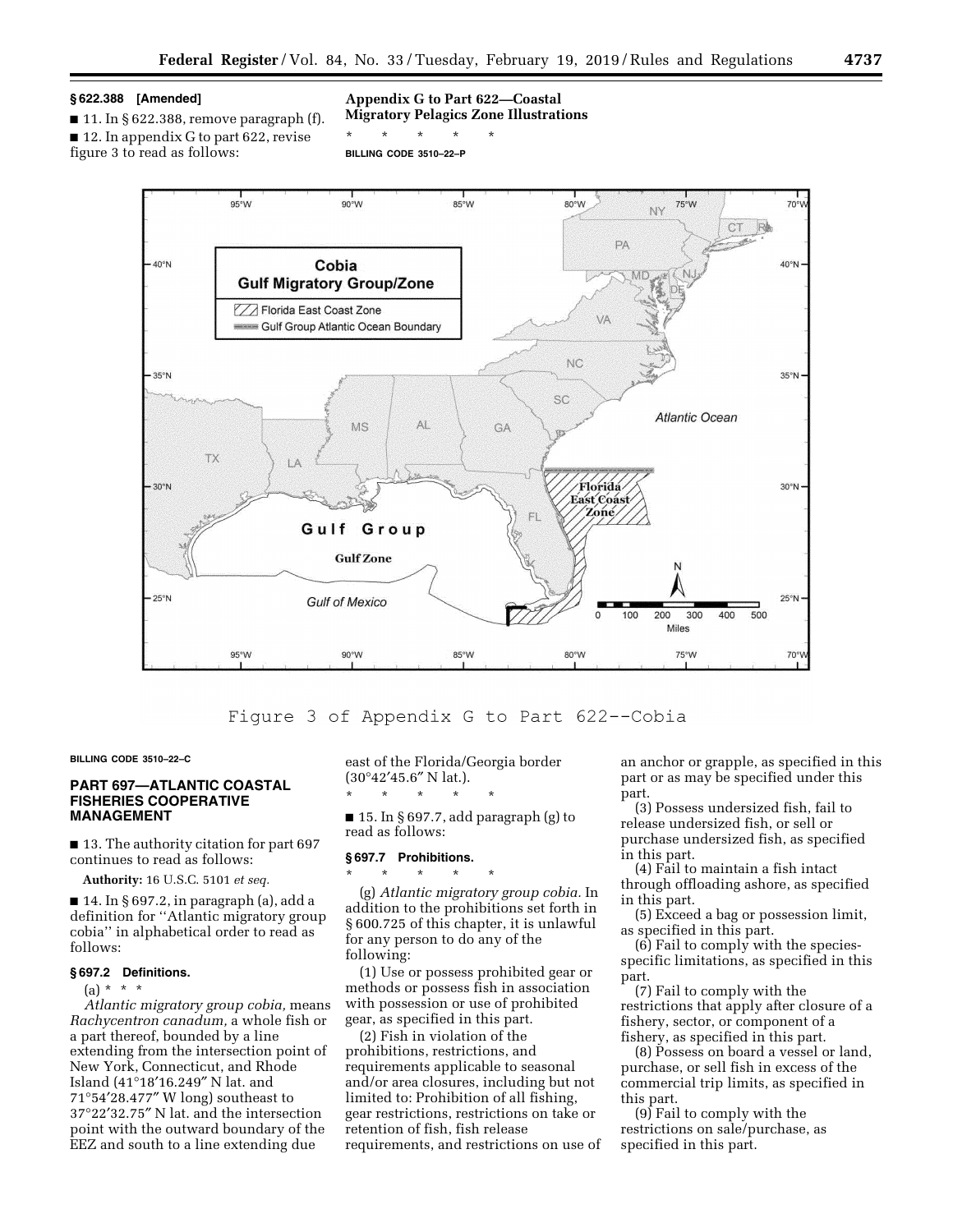**§ 622.388 [Amended]**

■ 11. In § 622.388, remove paragraph (f).

■ 12. In appendix G to part 622, revise figure 3 to read as follows:

**Appendix G to Part 622—Coastal Migratory Pelagics Zone Illustrations**

\* \* \* \* \*

**BILLING CODE 3510–22–P**

Figure 3 of Appendix G to Part 622--Cobia

**BILLING CODE 3510–22–C**

## PART 697—ATLANTIC COASTAL FISHERIES COOPERATIVE MANAGEMENT

■ 13. The authority citation for part 697 continues to read as follows:

**Authority:** 16 U.S.C. 5101 *et seq.*

■ 14. In § 697.2, in paragraph (a), add a definition for ''Atlantic migratory group cobia'' in alphabetical order to read as follows:

### § 697.2 Definitions.

(a) \* \* \*

*Atlantic migratory group cobia,* means *Rachycentron canadum,* a whole fish or a part thereof, bounded by a line extending from the intersection point of New York, Connecticut, and Rhode Island (41°18′16.249″ N lat. and 71°54′28.477″ W long) southeast to 37°22′32.75″ N lat. and the intersection point with the outward boundary of the EEZ and south to a line extending due east of the Florida/Georgia border (30°42′45.6″ N lat.).

\* \* \* \* \*

■ 15. In § 697.7, add paragraph (g) to read as follows:

### § 697.7 Prohibitions.

\* \* \* \* \*

(g) *Atlantic migratory group cobia.* In addition to the prohibitions set forth in § 600.725 of this chapter, it is unlawful for any person to do any of the following:

(1) Use or possess prohibited gear or methods or possess fish in association with possession or use of prohibited gear, as specified in this part.

(2) Fish in violation of the prohibitions, restrictions, and requirements applicable to seasonal and/or area closures, including but not limited to: Prohibition of all fishing, gear restrictions, restrictions on take or retention of fish, fish release requirements, and restrictions on use of an anchor or grapple, as specified in this part or as may be specified under this part.

(3) Possess undersized fish, fail to release undersized fish, or sell or purchase undersized fish, as specified in this part.

(4) Fail to maintain a fish intact through offloading ashore, as specified in this part.

(5) Exceed a bag or possession limit, as specified in this part.

(6) Fail to comply with the species-specific limitations, as specified in this part.

(7) Fail to comply with the restrictions that apply after closure of a fishery, sector, or component of a fishery, as specified in this part.

(8) Possess on board a vessel or land, purchase, or sell fish in excess of the commercial trip limits, as specified in this part.

(9) Fail to comply with the restrictions on sale/purchase, as specified in this part.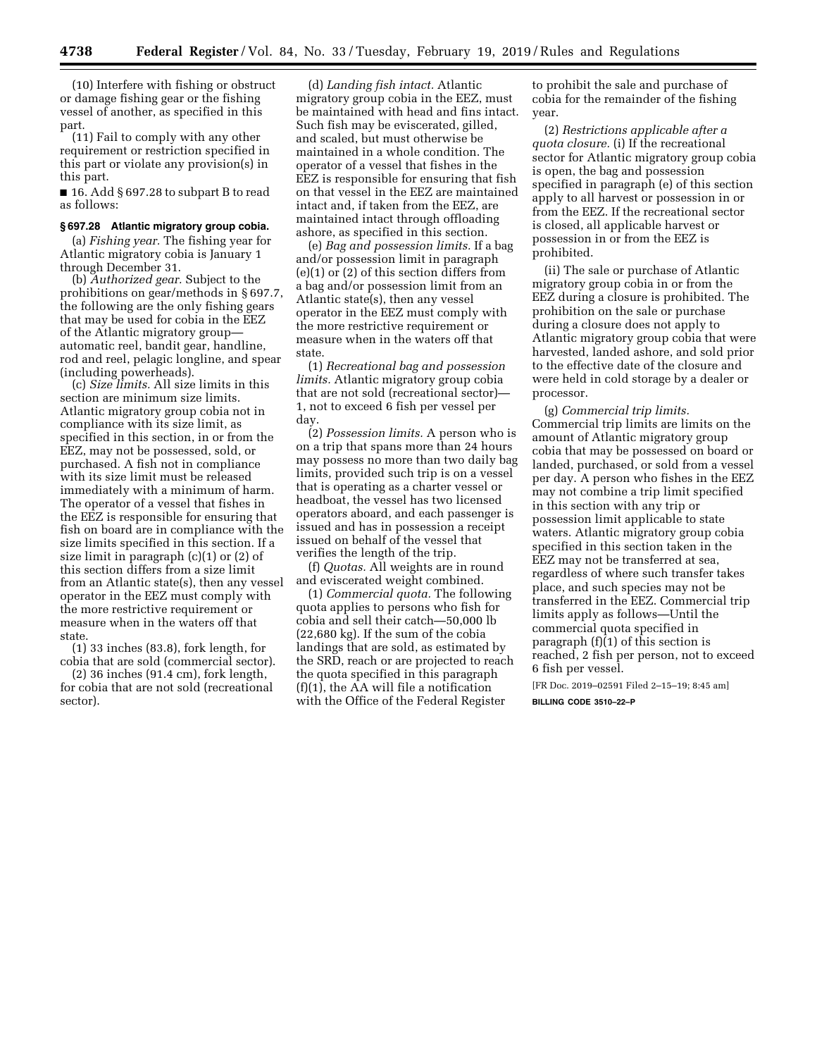(10) Interfere with fishing or obstruct or damage fishing gear or the fishing vessel of another, as specified in this part.

(11) Fail to comply with any other requirement or restriction specified in this part or violate any provision(s) in this part.

■ 16. Add § 697.28 to subpart B to read as follows:

**§ 697.28 Atlantic migratory group cobia.**

(a) *Fishing year.* The fishing year for Atlantic migratory cobia is January 1 through December 31.

(b) *Authorized gear.* Subject to the prohibitions on gear/methods in § 697.7, the following are the only fishing gears that may be used for cobia in the EEZ of the Atlantic migratory group—automatic reel, bandit gear, handline, rod and reel, pelagic longline, and spear (including powerheads).

(c) *Size limits.* All size limits in this section are minimum size limits. Atlantic migratory group cobia not in compliance with its size limit, as specified in this section, in or from the EEZ, may not be possessed, sold, or purchased. A fish not in compliance with its size limit must be released immediately with a minimum of harm. The operator of a vessel that fishes in the EEZ is responsible for ensuring that fish on board are in compliance with the size limits specified in this section. If a size limit in paragraph (c)(1) or (2) of this section differs from a size limit from an Atlantic state(s), then any vessel operator in the EEZ must comply with the more restrictive requirement or measure when in the waters off that state.

(1) 33 inches (83.8), fork length, for cobia that are sold (commercial sector).

(2) 36 inches (91.4 cm), fork length, for cobia that are not sold (recreational sector).

(d) *Landing fish intact.* Atlantic migratory group cobia in the EEZ, must be maintained with head and fins intact. Such fish may be eviscerated, gilled, and scaled, but must otherwise be maintained in a whole condition. The operator of a vessel that fishes in the EEZ is responsible for ensuring that fish on that vessel in the EEZ are maintained intact and, if taken from the EEZ, are maintained intact through offloading ashore, as specified in this section.

(e) *Bag and possession limits.* If a bag and/or possession limit in paragraph (e)(1) or (2) of this section differs from a bag and/or possession limit from an Atlantic state(s), then any vessel operator in the EEZ must comply with the more restrictive requirement or measure when in the waters off that state.

(1) *Recreational bag and possession limits.* Atlantic migratory group cobia that are not sold (recreational sector)—1, not to exceed 6 fish per vessel per day.

(2) *Possession limits.* A person who is on a trip that spans more than 24 hours may possess no more than two daily bag limits, provided such trip is on a vessel that is operating as a charter vessel or headboat, the vessel has two licensed operators aboard, and each passenger is issued and has in possession a receipt issued on behalf of the vessel that verifies the length of the trip.

(f) *Quotas.* All weights are in round and eviscerated weight combined.

(1) *Commercial quota.* The following quota applies to persons who fish for cobia and sell their catch—50,000 lb (22,680 kg). If the sum of the cobia landings that are sold, as estimated by the SRD, reach or are projected to reach the quota specified in this paragraph (f)(1), the AA will file a notification with the Office of the Federal Register to prohibit the sale and purchase of cobia for the remainder of the fishing year.

(2) *Restrictions applicable after a quota closure.* (i) If the recreational sector for Atlantic migratory group cobia is open, the bag and possession specified in paragraph (e) of this section apply to all harvest or possession in or from the EEZ. If the recreational sector is closed, all applicable harvest or possession in or from the EEZ is prohibited.

(ii) The sale or purchase of Atlantic migratory group cobia in or from the EEZ during a closure is prohibited. The prohibition on the sale or purchase during a closure does not apply to Atlantic migratory group cobia that were harvested, landed ashore, and sold prior to the effective date of the closure and were held in cold storage by a dealer or processor.

(g) *Commercial trip limits.* Commercial trip limits are limits on the amount of Atlantic migratory group cobia that may be possessed on board or landed, purchased, or sold from a vessel per day. A person who fishes in the EEZ may not combine a trip limit specified in this section with any trip or possession limit applicable to state waters. Atlantic migratory group cobia specified in this section taken in the EEZ may not be transferred at sea, regardless of where such transfer takes place, and such species may not be transferred in the EEZ. Commercial trip limits apply as follows—Until the commercial quota specified in paragraph (f)(1) of this section is reached, 2 fish per person, not to exceed 6 fish per vessel.

[FR Doc. 2019–02591 Filed 2–15–19; 8:45 am]

**BILLING CODE 3510–22–P**